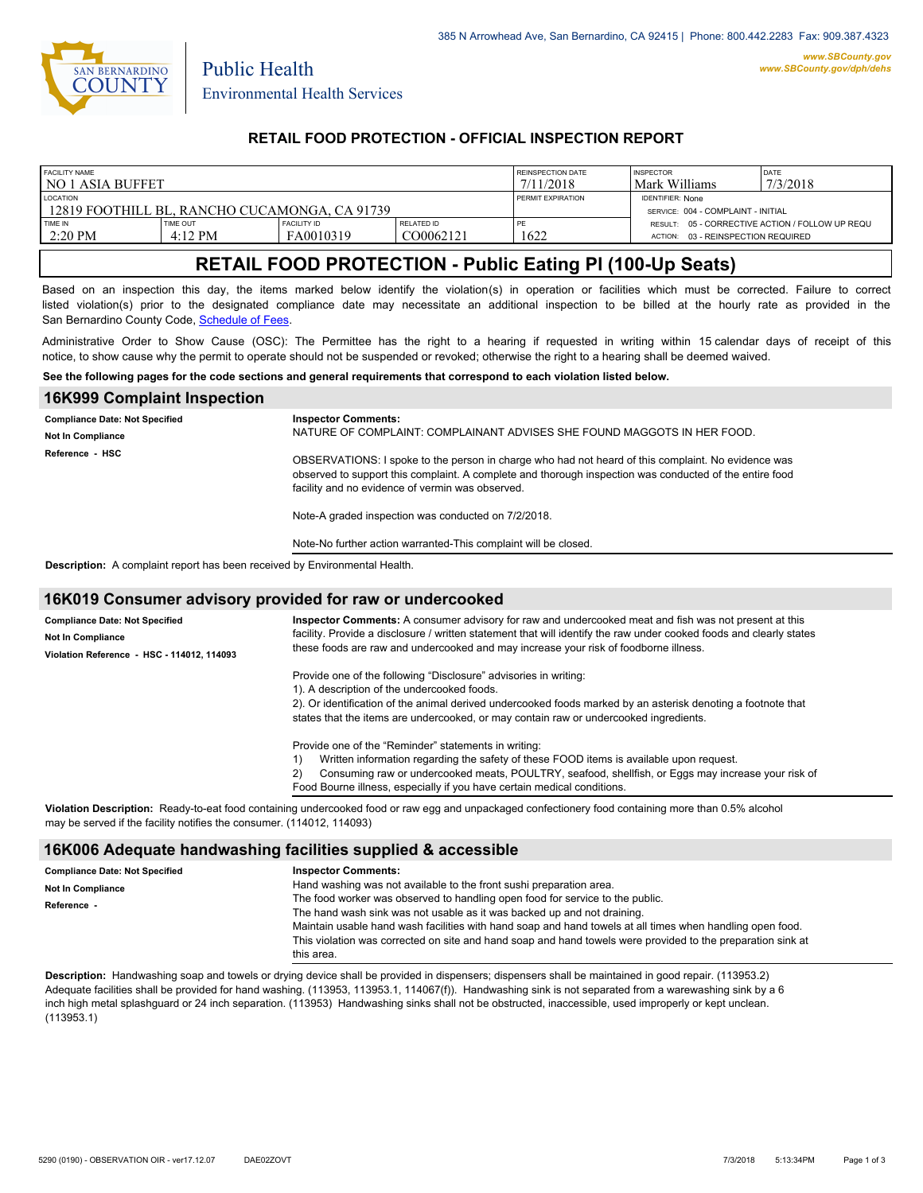385 N Arrowhead Ave, San Bernardino, CA 92415 | Phone: 800.442.2283 Fax: 909.387.4323

www.SBCounty.gov
www.SBCounty.gov/dph/dehs

Public Health
Environmental Health Services

## RETAIL FOOD PROTECTION - OFFICIAL INSPECTION REPORT

| FACILITY NAME | | | | REINSPECTION DATE | INSPECTOR | DATE |
|---|---|---|---|---|---|---|
| NO 1 ASIA BUFFET | | | | 7/11/2018 | Mark Williams | 7/3/2018 |
| LOCATION | | | | PERMIT EXPIRATION | IDENTIFIER: None | |
| 12819 FOOTHILL BL, RANCHO CUCAMONGA, CA 91739 | | | | | SERVICE: 004 - COMPLAINT - INITIAL | |
| TIME IN | TIME OUT | FACILITY ID | RELATED ID | PE | RESULT: 05 - CORRECTIVE ACTION / FOLLOW UP REQU | |
| 2:20 PM | 4:12 PM | FA0010319 | CO0062121 | 1622 | ACTION: 03 - REINSPECTION REQUIRED | |

# RETAIL FOOD PROTECTION - Public Eating Pl (100-Up Seats)

Based on an inspection this day, the items marked below identify the violation(s) in operation or facilities which must be corrected. Failure to correct listed violation(s) prior to the designated compliance date may necessitate an additional inspection to be billed at the hourly rate as provided in the San Bernardino County Code, Schedule of Fees.

Administrative Order to Show Cause (OSC): The Permittee has the right to a hearing if requested in writing within 15 calendar days of receipt of this notice, to show cause why the permit to operate should not be suspended or revoked; otherwise the right to a hearing shall be deemed waived.

**See the following pages for the code sections and general requirements that correspond to each violation listed below.**

## 16K999 Complaint Inspection

**Compliance Date: Not Specified**
**Not In Compliance**
**Reference - HSC**

**Inspector Comments:**
NATURE OF COMPLAINT: COMPLAINANT ADVISES SHE FOUND MAGGOTS IN HER FOOD.

OBSERVATIONS: I spoke to the person in charge who had not heard of this complaint. No evidence was observed to support this complaint. A complete and thorough inspection was conducted of the entire food facility and no evidence of vermin was observed.

Note-A graded inspection was conducted on 7/2/2018.

Note-No further action warranted-This complaint will be closed.

**Description:** A complaint report has been received by Environmental Health.

## 16K019 Consumer advisory provided for raw or undercooked

**Compliance Date: Not Specified**
**Not In Compliance**
**Violation Reference - HSC - 114012, 114093**

**Inspector Comments:** A consumer advisory for raw and undercooked meat and fish was not present at this facility. Provide a disclosure / written statement that will identify the raw under cooked foods and clearly states these foods are raw and undercooked and may increase your risk of foodborne illness.

Provide one of the following "Disclosure" advisories in writing:
1). A description of the undercooked foods.
2). Or identification of the animal derived undercooked foods marked by an asterisk denoting a footnote that states that the items are undercooked, or may contain raw or undercooked ingredients.

Provide one of the "Reminder" statements in writing:
1) Written information regarding the safety of these FOOD items is available upon request.
2) Consuming raw or undercooked meats, POULTRY, seafood, shellfish, or Eggs may increase your risk of Food Bourne illness, especially if you have certain medical conditions.

**Violation Description:** Ready-to-eat food containing undercooked food or raw egg and unpackaged confectionery food containing more than 0.5% alcohol may be served if the facility notifies the consumer. (114012, 114093)

## 16K006 Adequate handwashing facilities supplied & accessible

**Compliance Date: Not Specified**
**Not In Compliance**
**Reference -**

**Inspector Comments:**
Hand washing was not available to the front sushi preparation area.
The food worker was observed to handling open food for service to the public.
The hand wash sink was not usable as it was backed up and not draining.
Maintain usable hand wash facilities with hand soap and hand towels at all times when handling open food.
This violation was corrected on site and hand soap and hand towels were provided to the preparation sink at this area.

**Description:** Handwashing soap and towels or drying device shall be provided in dispensers; dispensers shall be maintained in good repair. (113953.2) Adequate facilities shall be provided for hand washing. (113953, 113953.1, 114067(f)). Handwashing sink is not separated from a warewashing sink by a 6 inch high metal splashguard or 24 inch separation. (113953) Handwashing sinks shall not be obstructed, inaccessible, used improperly or kept unclean. (113953.1)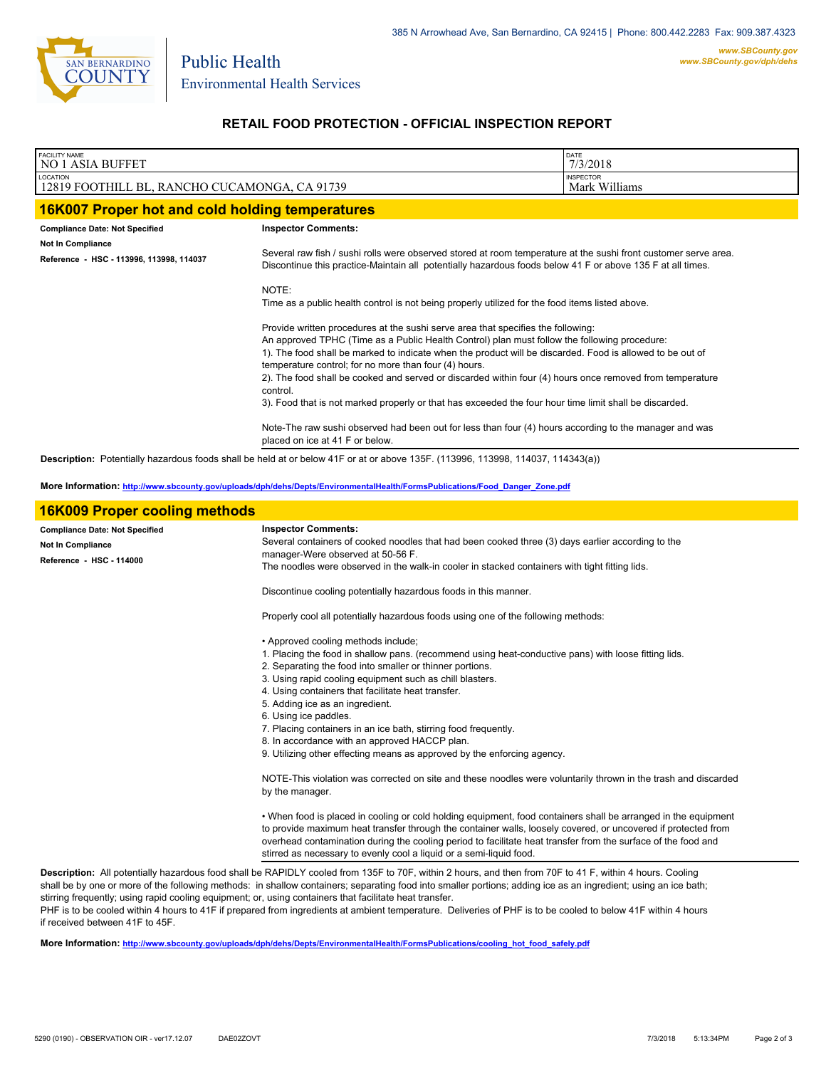Public Health
Environmental Health Services

385 N Arrowhead Ave, San Bernardino, CA 92415 | Phone: 800.442.2283 Fax: 909.387.4323
www.SBCounty.gov
www.SBCounty.gov/dph/dehs

## RETAIL FOOD PROTECTION - OFFICIAL INSPECTION REPORT

| FACILITY NAME | DATE |
|---|---|
| NO 1 ASIA BUFFET | 7/3/2018 |
| **LOCATION** | **INSPECTOR** |
| 12819 FOOTHILL BL, RANCHO CUCAMONGA, CA 91739 | Mark Williams |

## 16K007 Proper hot and cold holding temperatures

**Compliance Date: Not Specified**

**Not In Compliance**

**Reference - HSC - 113996, 113998, 114037**

**Inspector Comments:**

Several raw fish / sushi rolls were observed stored at room temperature at the sushi front customer serve area. Discontinue this practice-Maintain all potentially hazardous foods below 41 F or above 135 F at all times.

NOTE:
Time as a public health control is not being properly utilized for the food items listed above.

Provide written procedures at the sushi serve area that specifies the following:
An approved TPHC (Time as a Public Health Control) plan must follow the following procedure:
1). The food shall be marked to indicate when the product will be discarded. Food is allowed to be out of temperature control; for no more than four (4) hours.
2). The food shall be cooked and served or discarded within four (4) hours once removed from temperature control.
3). Food that is not marked properly or that has exceeded the four hour time limit shall be discarded.

Note-The raw sushi observed had been out for less than four (4) hours according to the manager and was placed on ice at 41 F or below.

**Description:** Potentially hazardous foods shall be held at or below 41F or at or above 135F. (113996, 113998, 114037, 114343(a))

**More Information:** http://www.sbcounty.gov/uploads/dph/dehs/Depts/EnvironmentalHealth/FormsPublications/Food_Danger_Zone.pdf

## 16K009 Proper cooling methods

**Compliance Date: Not Specified**

**Not In Compliance**

**Reference - HSC - 114000**

**Inspector Comments:**

Several containers of cooked noodles that had been cooked three (3) days earlier according to the manager-Were observed at 50-56 F.
The noodles were observed in the walk-in cooler in stacked containers with tight fitting lids.

Discontinue cooling potentially hazardous foods in this manner.

Properly cool all potentially hazardous foods using one of the following methods:

• Approved cooling methods include;
1. Placing the food in shallow pans. (recommend using heat-conductive pans) with loose fitting lids.
2. Separating the food into smaller or thinner portions.
3. Using rapid cooling equipment such as chill blasters.
4. Using containers that facilitate heat transfer.
5. Adding ice as an ingredient.
6. Using ice paddles.
7. Placing containers in an ice bath, stirring food frequently.
8. In accordance with an approved HACCP plan.
9. Utilizing other effecting means as approved by the enforcing agency.

NOTE-This violation was corrected on site and these noodles were voluntarily thrown in the trash and discarded by the manager.

• When food is placed in cooling or cold holding equipment, food containers shall be arranged in the equipment to provide maximum heat transfer through the container walls, loosely covered, or uncovered if protected from overhead contamination during the cooling period to facilitate heat transfer from the surface of the food and stirred as necessary to evenly cool a liquid or a semi-liquid food.

**Description:** All potentially hazardous food shall be RAPIDLY cooled from 135F to 70F, within 2 hours, and then from 70F to 41 F, within 4 hours. Cooling shall be by one or more of the following methods: in shallow containers; separating food into smaller portions; adding ice as an ingredient; using an ice bath; stirring frequently; using rapid cooling equipment; or, using containers that facilitate heat transfer.
PHF is to be cooled within 4 hours to 41F if prepared from ingredients at ambient temperature. Deliveries of PHF is to be cooled to below 41F within 4 hours if received between 41F to 45F.

**More Information:** http://www.sbcounty.gov/uploads/dph/dehs/Depts/EnvironmentalHealth/FormsPublications/cooling_hot_food_safely.pdf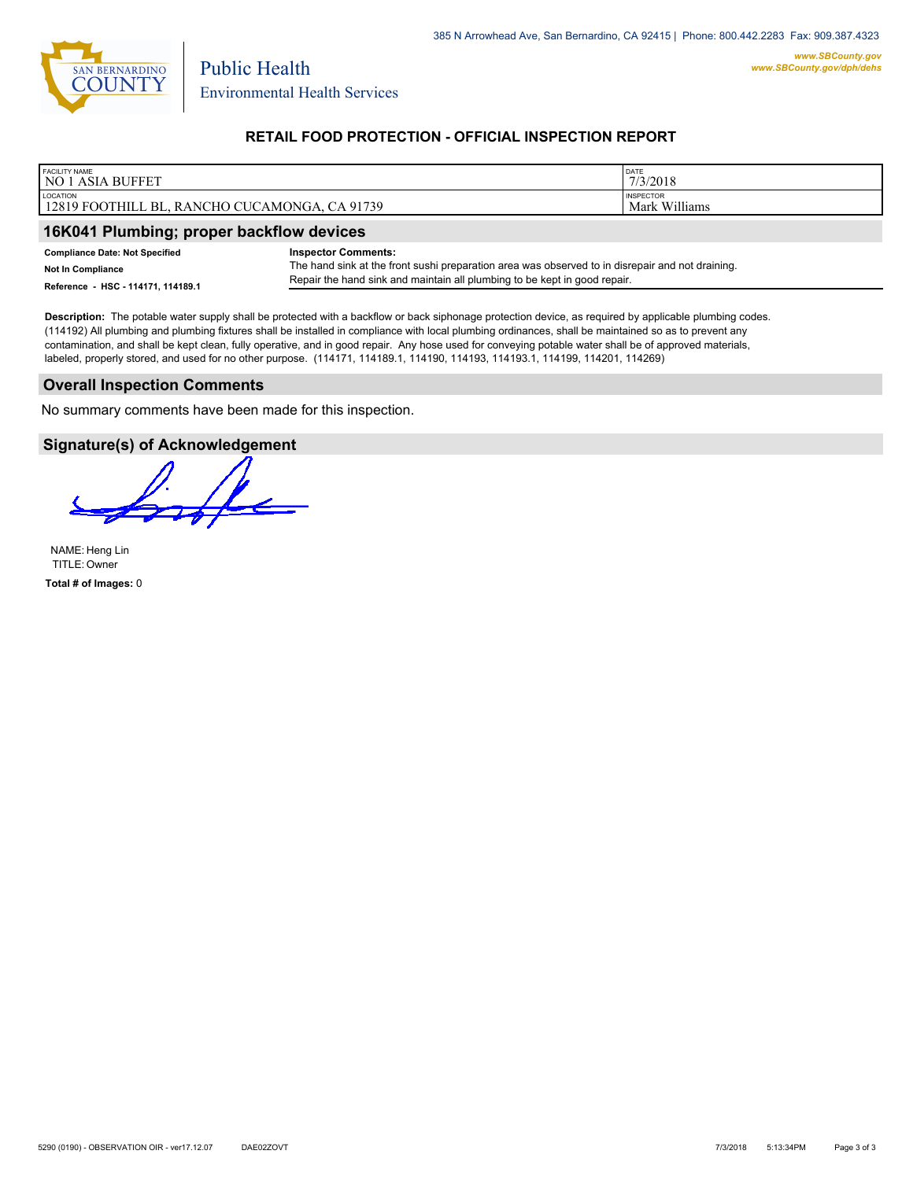385 N Arrowhead Ave, San Bernardino, CA 92415 | Phone: 800.442.2283 Fax: 909.387.4323

www.SBCounty.gov
www.SBCounty.gov/dph/dehs

Public Health
Environmental Health Services

## RETAIL FOOD PROTECTION - OFFICIAL INSPECTION REPORT

| | |
|---|---|
| FACILITY NAME<br>NO 1 ASIA BUFFET | DATE<br>7/3/2018 |
| LOCATION<br>12819 FOOTHILL BL, RANCHO CUCAMONGA, CA 91739 | INSPECTOR<br>Mark Williams |

### 16K041 Plumbing; proper backflow devices

**Compliance Date: Not Specified**

**Not In Compliance**

**Reference - HSC - 114171, 114189.1**

**Inspector Comments:**
The hand sink at the front sushi preparation area was observed to in disrepair and not draining.
Repair the hand sink and maintain all plumbing to be kept in good repair.

**Description:** The potable water supply shall be protected with a backflow or back siphonage protection device, as required by applicable plumbing codes. (114192) All plumbing and plumbing fixtures shall be installed in compliance with local plumbing ordinances, shall be maintained so as to prevent any contamination, and shall be kept clean, fully operative, and in good repair. Any hose used for conveying potable water shall be of approved materials, labeled, properly stored, and used for no other purpose. (114171, 114189.1, 114190, 114193, 114193.1, 114199, 114201, 114269)

### Overall Inspection Comments

No summary comments have been made for this inspection.

### Signature(s) of Acknowledgement

NAME: Heng Lin
TITLE: Owner

**Total # of Images:** 0

5290 (0190) - OBSERVATION OIR - ver17.12.07 DAE02ZOVT 7/3/2018 5:13:34PM